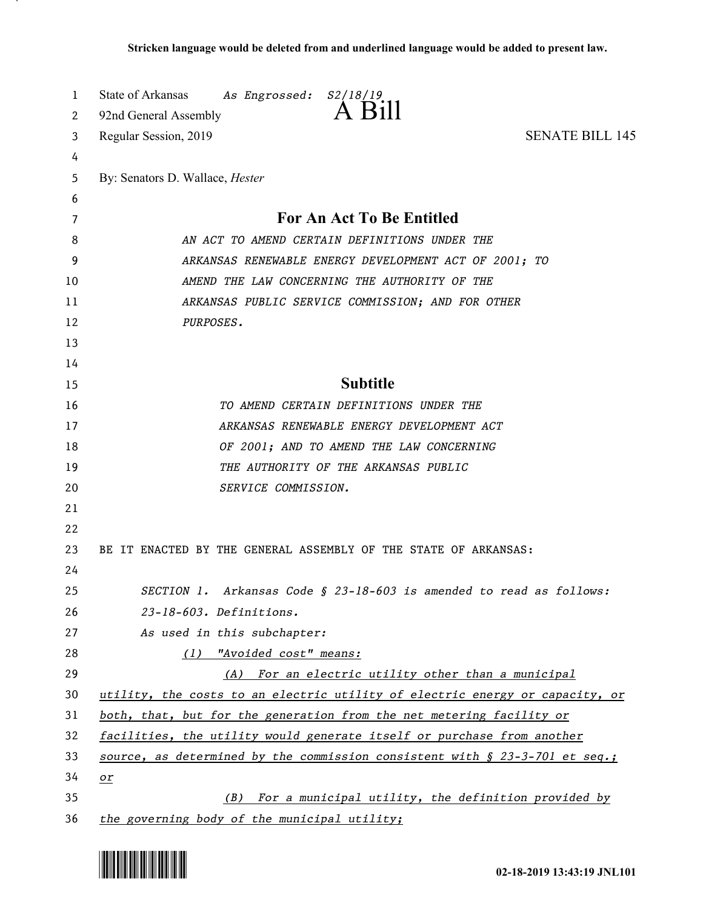**Stricken language would be deleted from and underlined language would be added to present law.**

State of Arkansas *As Engrossed: S2/18/19*

92nd General Assembly

# A Bill

Regular Session, 2019 SENATE BILL 145

By: Senators D. Wallace, *Hester*

## For An Act To Be Entitled

*AN ACT TO AMEND CERTAIN DEFINITIONS UNDER THE ARKANSAS RENEWABLE ENERGY DEVELOPMENT ACT OF 2001; TO AMEND THE LAW CONCERNING THE AUTHORITY OF THE ARKANSAS PUBLIC SERVICE COMMISSION; AND FOR OTHER PURPOSES.*

## Subtitle

*TO AMEND CERTAIN DEFINITIONS UNDER THE ARKANSAS RENEWABLE ENERGY DEVELOPMENT ACT OF 2001; AND TO AMEND THE LAW CONCERNING THE AUTHORITY OF THE ARKANSAS PUBLIC SERVICE COMMISSION.*

BE IT ENACTED BY THE GENERAL ASSEMBLY OF THE STATE OF ARKANSAS:

*SECTION 1. Arkansas Code § 23-18-603 is amended to read as follows:*

*23-18-603. Definitions.*

*As used in this subchapter:*

*(1) "Avoided cost" means:*

*(A) For an electric utility other than a municipal utility, the costs to an electric utility of electric energy or capacity, or both, that, but for the generation from the net metering facility or facilities, the utility would generate itself or purchase from another source, as determined by the commission consistent with § 23-3-701 et seq.; or*

*(B) For a municipal utility, the definition provided by the governing body of the municipal utility;*

02-18-2019 13:43:19 JNL101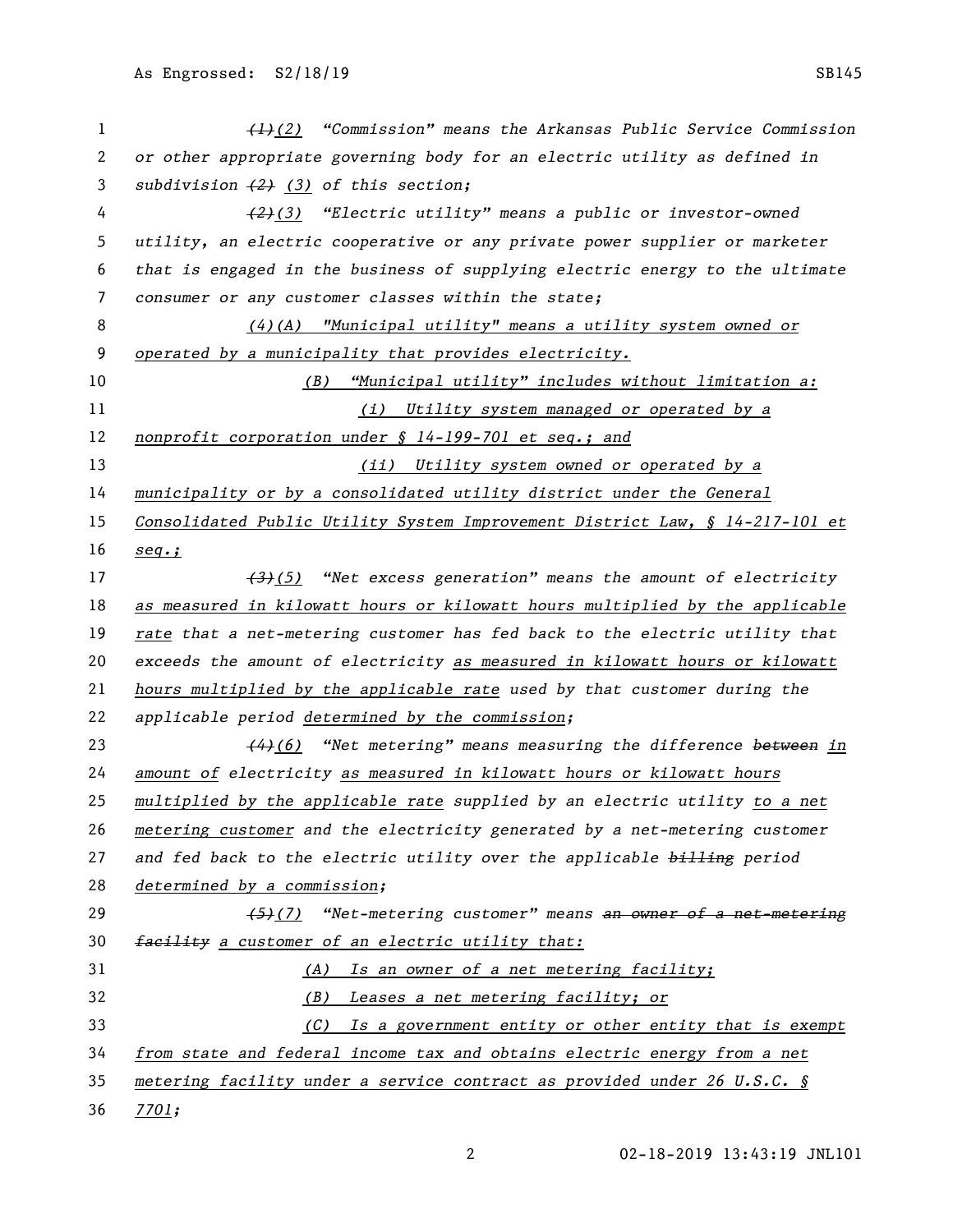~~(1)~~(2) "Commission" means the Arkansas Public Service Commission or other appropriate governing body for an electric utility as defined in subdivision ~~(2)~~ (3) of this section;

~~(2)~~(3) "Electric utility" means a public or investor-owned utility, an electric cooperative or any private power supplier or marketer that is engaged in the business of supplying electric energy to the ultimate consumer or any customer classes within the state;

(4)(A) "Municipal utility" means a utility system owned or operated by a municipality that provides electricity.

(B) "Municipal utility" includes without limitation a:

(i) Utility system managed or operated by a nonprofit corporation under § 14-199-701 et seq.; and

(ii) Utility system owned or operated by a municipality or by a consolidated utility district under the General Consolidated Public Utility System Improvement District Law, § 14-217-101 et seq.;

~~(3)~~(5) "Net excess generation" means the amount of electricity as measured in kilowatt hours or kilowatt hours multiplied by the applicable rate that a net-metering customer has fed back to the electric utility that exceeds the amount of electricity as measured in kilowatt hours or kilowatt hours multiplied by the applicable rate used by that customer during the applicable period determined by the commission;

~~(4)~~(6) "Net metering" means measuring the difference ~~between~~ in amount of electricity as measured in kilowatt hours or kilowatt hours multiplied by the applicable rate supplied by an electric utility to a net metering customer and the electricity generated by a net-metering customer and fed back to the electric utility over the applicable ~~billing~~ period determined by a commission;

~~(5)~~(7) "Net-metering customer" means ~~an owner of a net-metering facility~~ a customer of an electric utility that:

(A) Is an owner of a net metering facility;

(B) Leases a net metering facility; or

(C) Is a government entity or other entity that is exempt from state and federal income tax and obtains electric energy from a net metering facility under a service contract as provided under 26 U.S.C. § 7701;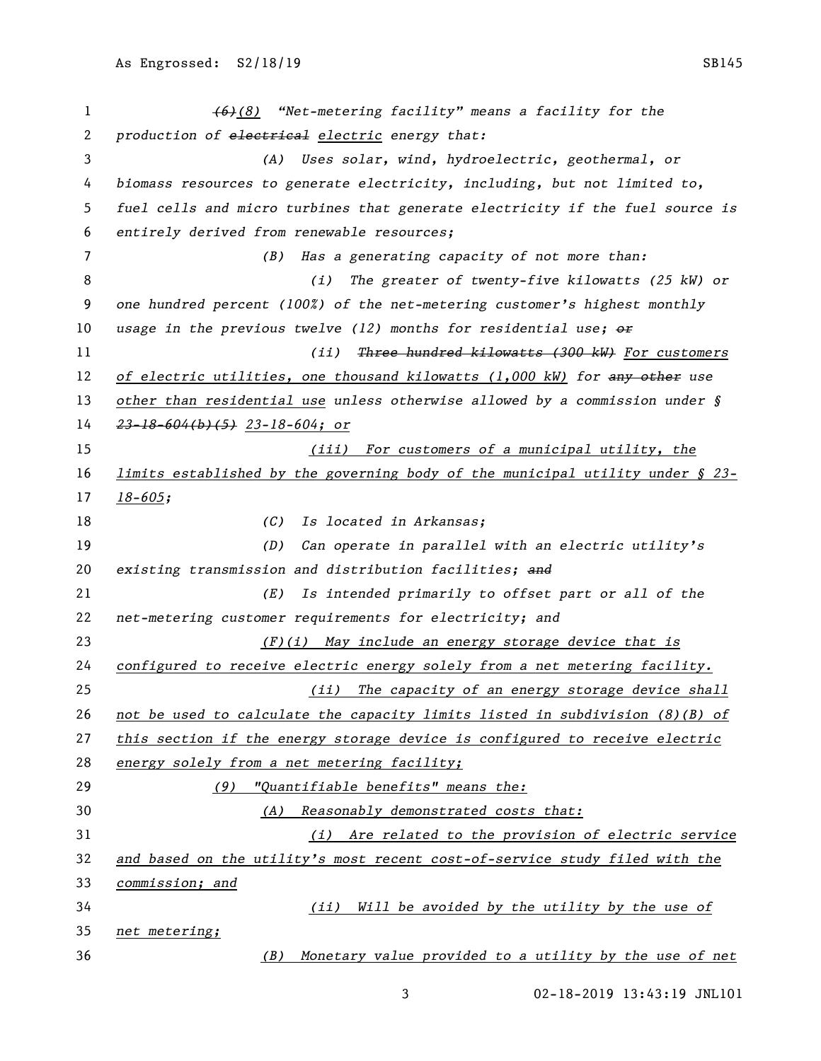~~(6)~~(8) "Net-metering facility" means a facility for the production of ~~electrical~~ electric energy that:

(A) Uses solar, wind, hydroelectric, geothermal, or biomass resources to generate electricity, including, but not limited to, fuel cells and micro turbines that generate electricity if the fuel source is entirely derived from renewable resources;

(B) Has a generating capacity of not more than:

(i) The greater of twenty-five kilowatts (25 kW) or one hundred percent (100%) of the net-metering customer's highest monthly usage in the previous twelve (12) months for residential use; ~~or~~

(ii) ~~Three hundred kilowatts (300 kW)~~ For customers of electric utilities, one thousand kilowatts (1,000 kW) for ~~any other~~ use other than residential use unless otherwise allowed by a commission under § ~~23-18-604(b)(5)~~ 23-18-604; or

(iii) For customers of a municipal utility, the limits established by the governing body of the municipal utility under § 23-18-605;

(C) Is located in Arkansas;

(D) Can operate in parallel with an electric utility's existing transmission and distribution facilities; ~~and~~

(E) Is intended primarily to offset part or all of the net-metering customer requirements for electricity; and

(F)(i) May include an energy storage device that is configured to receive electric energy solely from a net metering facility.

(ii) The capacity of an energy storage device shall not be used to calculate the capacity limits listed in subdivision (8)(B) of this section if the energy storage device is configured to receive electric energy solely from a net metering facility;

(9) "Quantifiable benefits" means the:

(A) Reasonably demonstrated costs that:

(i) Are related to the provision of electric service and based on the utility's most recent cost-of-service study filed with the commission; and

(ii) Will be avoided by the utility by the use of net metering;

(B) Monetary value provided to a utility by the use of net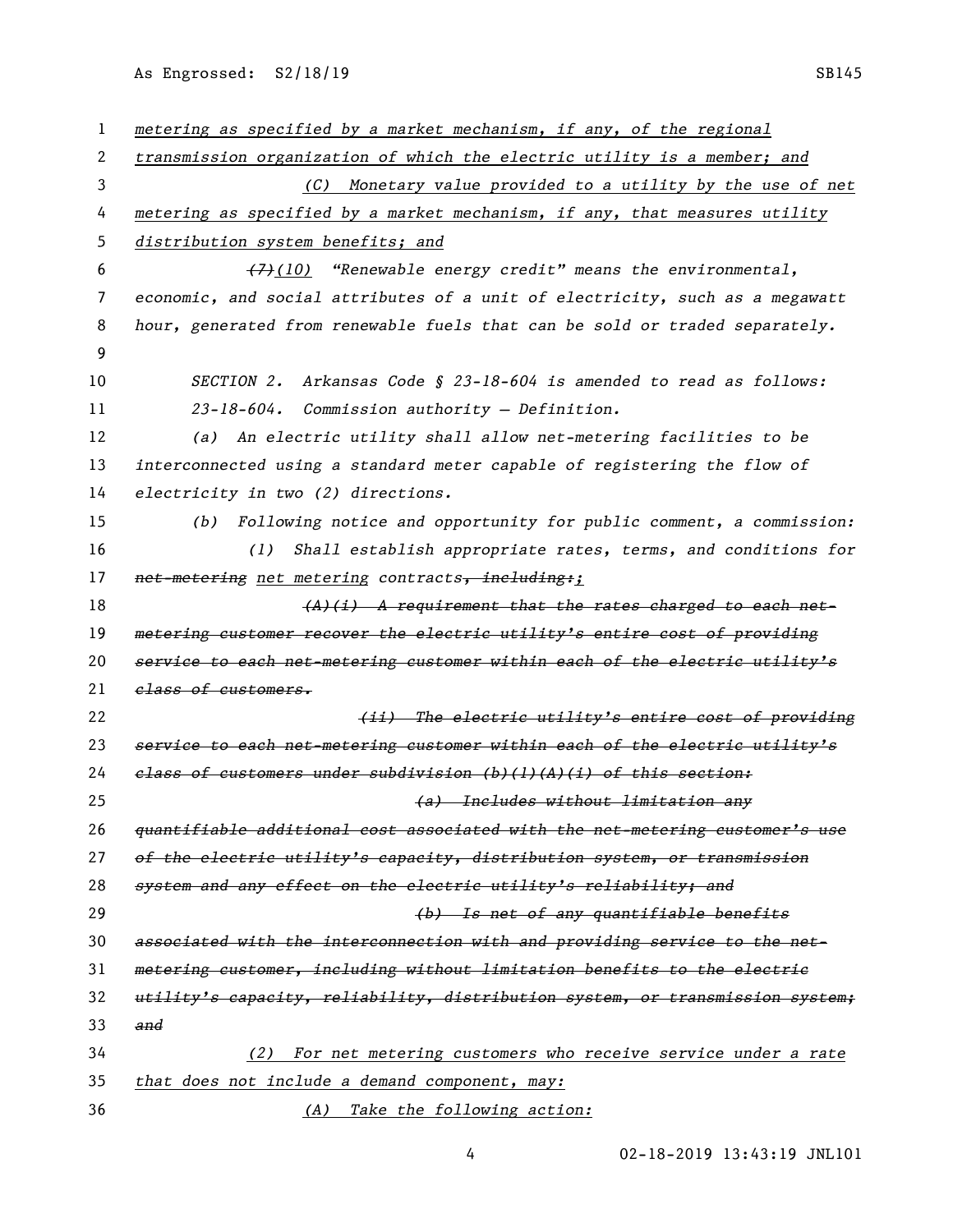metering as specified by a market mechanism, if any, of the regional transmission organization of which the electric utility is a member; and

(C) Monetary value provided to a utility by the use of net metering as specified by a market mechanism, if any, that measures utility distribution system benefits; and

~~(7)~~(10) "Renewable energy credit" means the environmental, economic, and social attributes of a unit of electricity, such as a megawatt hour, generated from renewable fuels that can be sold or traded separately.

SECTION 2. Arkansas Code § 23-18-604 is amended to read as follows:

23-18-604. Commission authority — Definition.

(a) An electric utility shall allow net-metering facilities to be interconnected using a standard meter capable of registering the flow of electricity in two (2) directions.

(b) Following notice and opportunity for public comment, a commission:

(1) Shall establish appropriate rates, terms, and conditions for ~~net-metering~~ net metering contracts~~, including:~~;

~~(A)(i) A requirement that the rates charged to each net-metering customer recover the electric utility's entire cost of providing service to each net-metering customer within each of the electric utility's class of customers.~~

~~(ii) The electric utility's entire cost of providing service to each net-metering customer within each of the electric utility's class of customers under subdivision (b)(1)(A)(i) of this section:~~

~~(a) Includes without limitation any quantifiable additional cost associated with the net-metering customer's use of the electric utility's capacity, distribution system, or transmission system and any effect on the electric utility's reliability; and~~

~~(b) Is net of any quantifiable benefits associated with the interconnection with and providing service to the net-metering customer, including without limitation benefits to the electric utility's capacity, reliability, distribution system, or transmission system; and~~

(2) For net metering customers who receive service under a rate that does not include a demand component, may:

(A) Take the following action: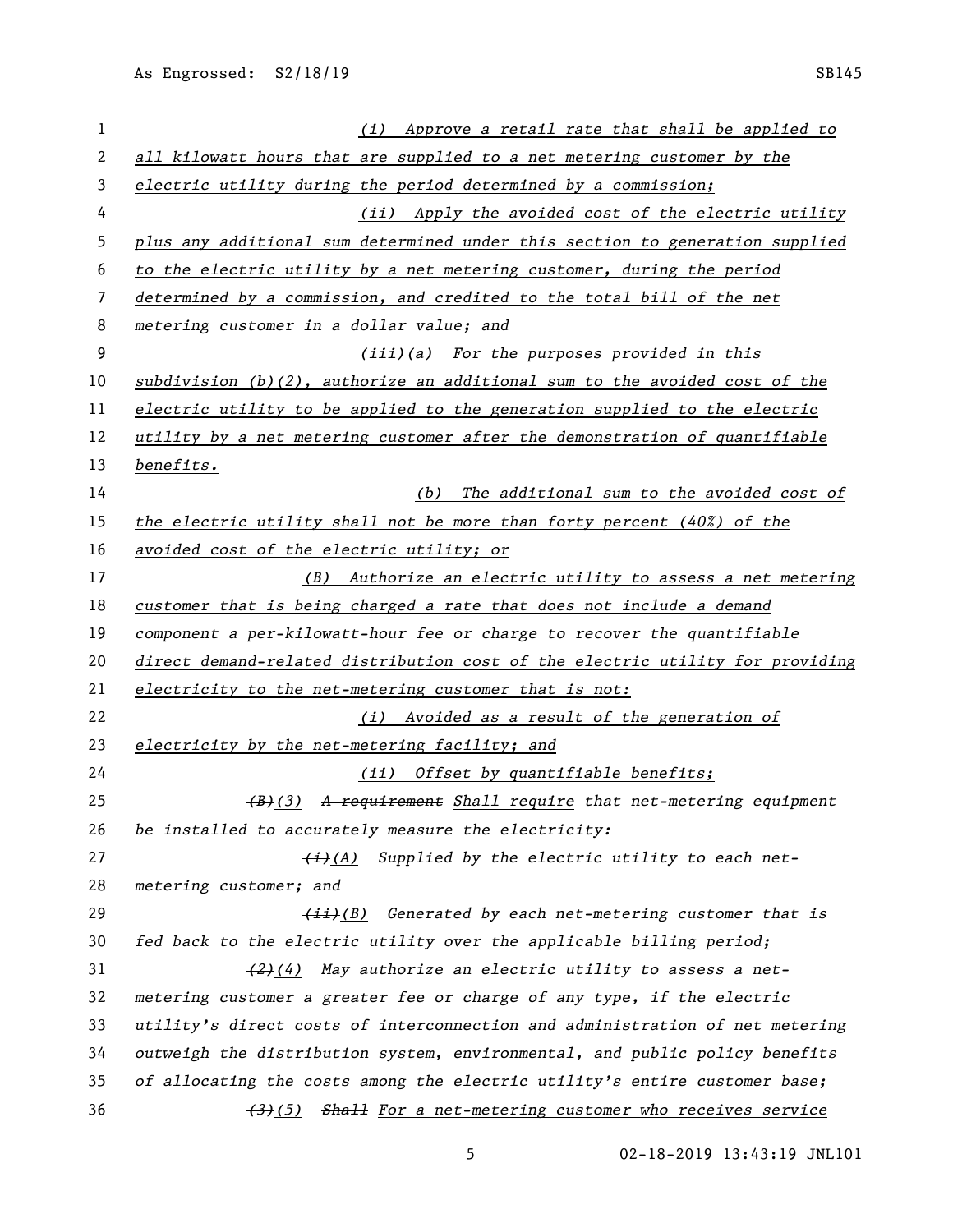(i) Approve a retail rate that shall be applied to all kilowatt hours that are supplied to a net metering customer by the electric utility during the period determined by a commission;

(ii) Apply the avoided cost of the electric utility plus any additional sum determined under this section to generation supplied to the electric utility by a net metering customer, during the period determined by a commission, and credited to the total bill of the net metering customer in a dollar value; and

(iii)(a) For the purposes provided in this subdivision (b)(2), authorize an additional sum to the avoided cost of the electric utility to be applied to the generation supplied to the electric utility by a net metering customer after the demonstration of quantifiable benefits.

(b) The additional sum to the avoided cost of the electric utility shall not be more than forty percent (40%) of the avoided cost of the electric utility; or

(B) Authorize an electric utility to assess a net metering customer that is being charged a rate that does not include a demand component a per-kilowatt-hour fee or charge to recover the quantifiable direct demand-related distribution cost of the electric utility for providing electricity to the net-metering customer that is not:

(i) Avoided as a result of the generation of electricity by the net-metering facility; and

(ii) Offset by quantifiable benefits;

~~(B)~~(3) ~~A requirement~~ Shall require that net-metering equipment be installed to accurately measure the electricity:

~~(i)~~(A) Supplied by the electric utility to each net-metering customer; and

~~(ii)~~(B) Generated by each net-metering customer that is fed back to the electric utility over the applicable billing period;

~~(2)~~(4) May authorize an electric utility to assess a net-metering customer a greater fee or charge of any type, if the electric utility's direct costs of interconnection and administration of net metering outweigh the distribution system, environmental, and public policy benefits of allocating the costs among the electric utility's entire customer base;

~~(3)~~(5) ~~Shall~~ For a net-metering customer who receives service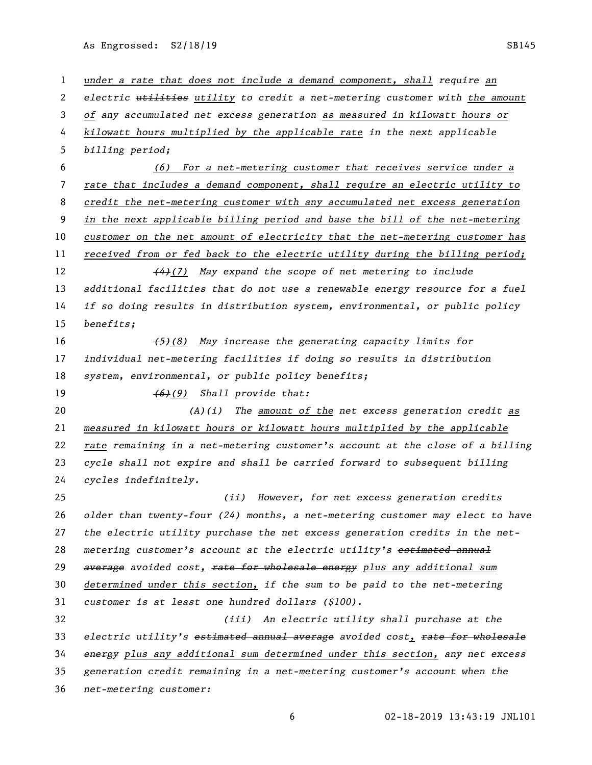under a rate that does not include a demand component, shall require an electric ~~utilities~~ utility to credit a net-metering customer with the amount of any accumulated net excess generation as measured in kilowatt hours or kilowatt hours multiplied by the applicable rate in the next applicable billing period;

(6) For a net-metering customer that receives service under a rate that includes a demand component, shall require an electric utility to credit the net-metering customer with any accumulated net excess generation in the next applicable billing period and base the bill of the net-metering customer on the net amount of electricity that the net-metering customer has received from or fed back to the electric utility during the billing period;

~~(4)~~(7) May expand the scope of net metering to include additional facilities that do not use a renewable energy resource for a fuel if so doing results in distribution system, environmental, or public policy benefits;

~~(5)~~(8) May increase the generating capacity limits for individual net-metering facilities if doing so results in distribution system, environmental, or public policy benefits;

~~(6)~~(9) Shall provide that:

(A)(i) The amount of the net excess generation credit as measured in kilowatt hours or kilowatt hours multiplied by the applicable rate remaining in a net-metering customer's account at the close of a billing cycle shall not expire and shall be carried forward to subsequent billing cycles indefinitely.

(ii) However, for net excess generation credits older than twenty-four (24) months, a net-metering customer may elect to have the electric utility purchase the net excess generation credits in the net-metering customer's account at the electric utility's ~~estimated annual average~~ avoided cost, ~~rate for wholesale energy~~ plus any additional sum determined under this section, if the sum to be paid to the net-metering customer is at least one hundred dollars ($100).

(iii) An electric utility shall purchase at the electric utility's ~~estimated annual average~~ avoided cost, ~~rate for wholesale energy~~ plus any additional sum determined under this section, any net excess generation credit remaining in a net-metering customer's account when the net-metering customer: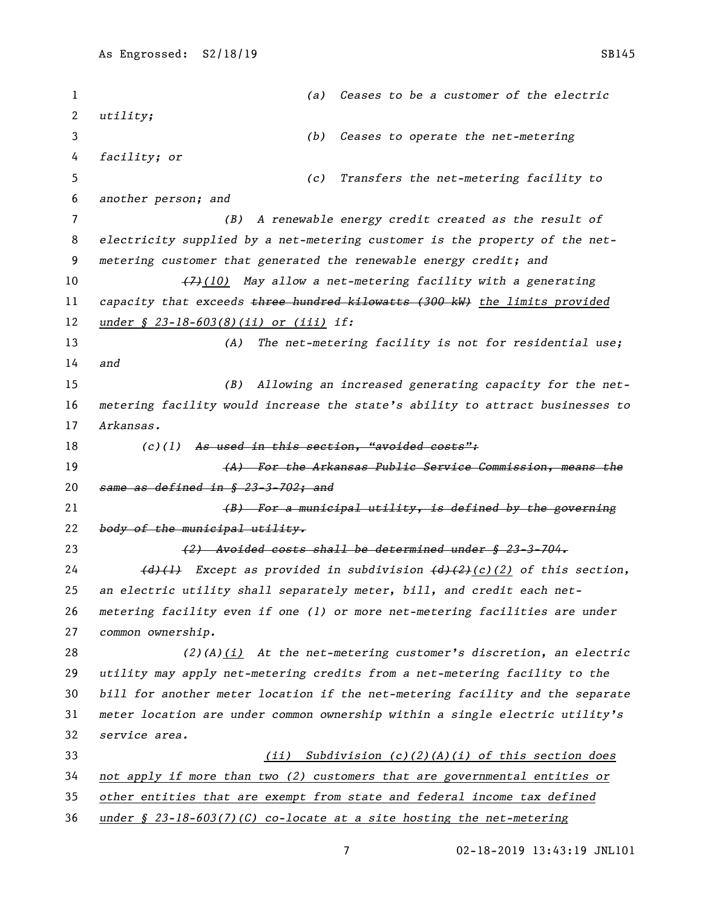*(a) Ceases to be a customer of the electric utility;*

*(b) Ceases to operate the net-metering facility; or*

*(c) Transfers the net-metering facility to another person; and*

*(B) A renewable energy credit created as the result of electricity supplied by a net-metering customer is the property of the net-metering customer that generated the renewable energy credit; and*

~~*(7)*~~<u>*(10)*</u> *May allow a net-metering facility with a generating capacity that exceeds* ~~*three hundred kilowatts (300 kW)*~~ <u>*the limits provided under § 23-18-603(8)(ii) or (iii)*</u> *if:*

*(A) The net-metering facility is not for residential use; and*

*(B) Allowing an increased generating capacity for the net-metering facility would increase the state's ability to attract businesses to Arkansas.*

*(c)(1)* ~~*As used in this section, "avoided costs":*~~

~~*(A) For the Arkansas Public Service Commission, means the same as defined in § 23-3-702; and*~~

~~*(B) For a municipal utility, is defined by the governing body of the municipal utility.*~~

~~*(2) Avoided costs shall be determined under § 23-3-704.*~~

~~*(d)(1)*~~ *Except as provided in subdivision* ~~*(d)(2)*~~<u>*(c)(2)*</u> *of this section, an electric utility shall separately meter, bill, and credit each net-metering facility even if one (1) or more net-metering facilities are under common ownership.*

*(2)(A)*<u>*(i)*</u> *At the net-metering customer's discretion, an electric utility may apply net-metering credits from a net-metering facility to the bill for another meter location if the net-metering facility and the separate meter location are under common ownership within a single electric utility's service area.*

<u>*(ii) Subdivision (c)(2)(A)(i) of this section does not apply if more than two (2) customers that are governmental entities or other entities that are exempt from state and federal income tax defined under § 23-18-603(7)(C) co-locate at a site hosting the net-metering*</u>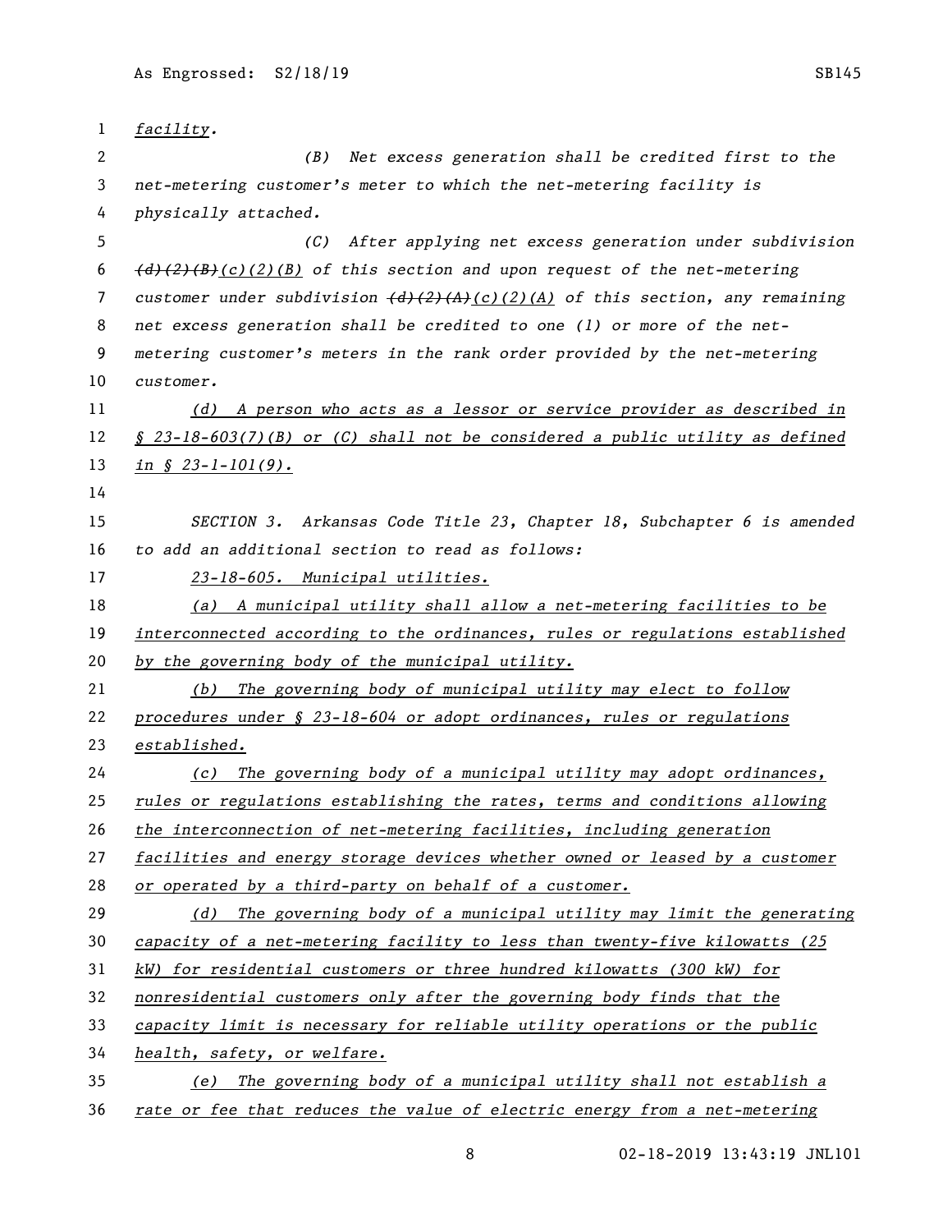*facility.*

*(B) Net excess generation shall be credited first to the net-metering customer's meter to which the net-metering facility is physically attached.*

*(C) After applying net excess generation under subdivision ~~(d)(2)(B)~~(c)(2)(B) of this section and upon request of the net-metering customer under subdivision ~~(d)(2)(A)~~(c)(2)(A) of this section, any remaining net excess generation shall be credited to one (1) or more of the net-metering customer's meters in the rank order provided by the net-metering customer.*

<u>*(d) A person who acts as a lessor or service provider as described in § 23-18-603(7)(B) or (C) shall not be considered a public utility as defined in § 23-1-101(9).*</u>

*SECTION 3. Arkansas Code Title 23, Chapter 18, Subchapter 6 is amended to add an additional section to read as follows:*

<u>*23-18-605. Municipal utilities.*</u>

<u>*(a) A municipal utility shall allow a net-metering facilities to be interconnected according to the ordinances, rules or regulations established by the governing body of the municipal utility.*</u>

<u>*(b) The governing body of municipal utility may elect to follow procedures under § 23-18-604 or adopt ordinances, rules or regulations established.*</u>

<u>*(c) The governing body of a municipal utility may adopt ordinances, rules or regulations establishing the rates, terms and conditions allowing the interconnection of net-metering facilities, including generation facilities and energy storage devices whether owned or leased by a customer or operated by a third-party on behalf of a customer.*</u>

<u>*(d) The governing body of a municipal utility may limit the generating capacity of a net-metering facility to less than twenty-five kilowatts (25 kW) for residential customers or three hundred kilowatts (300 kW) for nonresidential customers only after the governing body finds that the capacity limit is necessary for reliable utility operations or the public health, safety, or welfare.*</u>

<u>*(e) The governing body of a municipal utility shall not establish a rate or fee that reduces the value of electric energy from a net-metering*</u>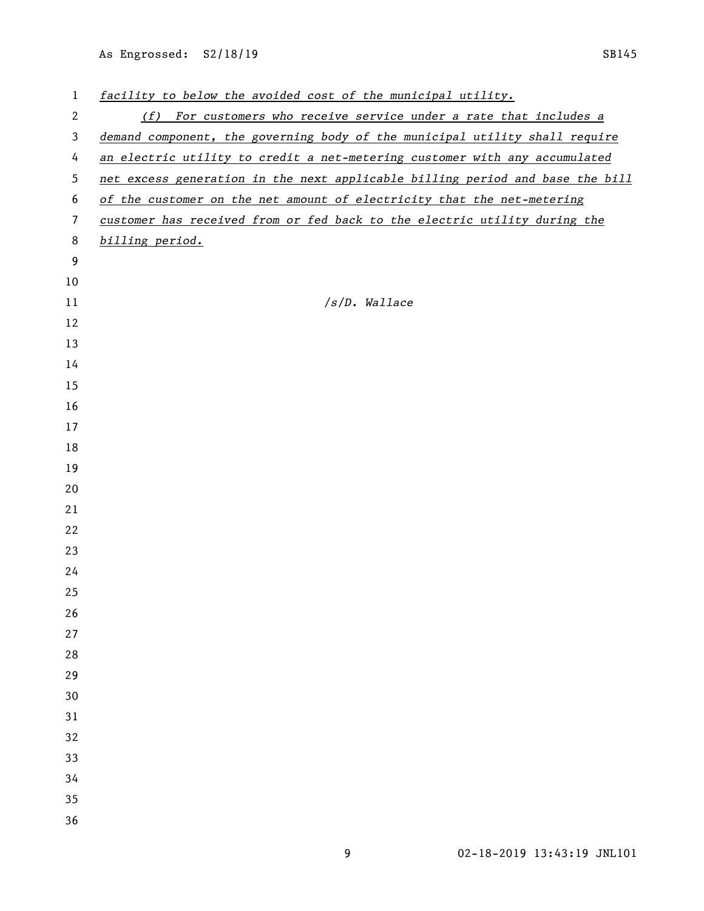*facility to below the avoided cost of the municipal utility.*

*(f) For customers who receive service under a rate that includes a demand component, the governing body of the municipal utility shall require an electric utility to credit a net-metering customer with any accumulated net excess generation in the next applicable billing period and base the bill of the customer on the net amount of electricity that the net-metering customer has received from or fed back to the electric utility during the billing period.*

*/s/D. Wallace*